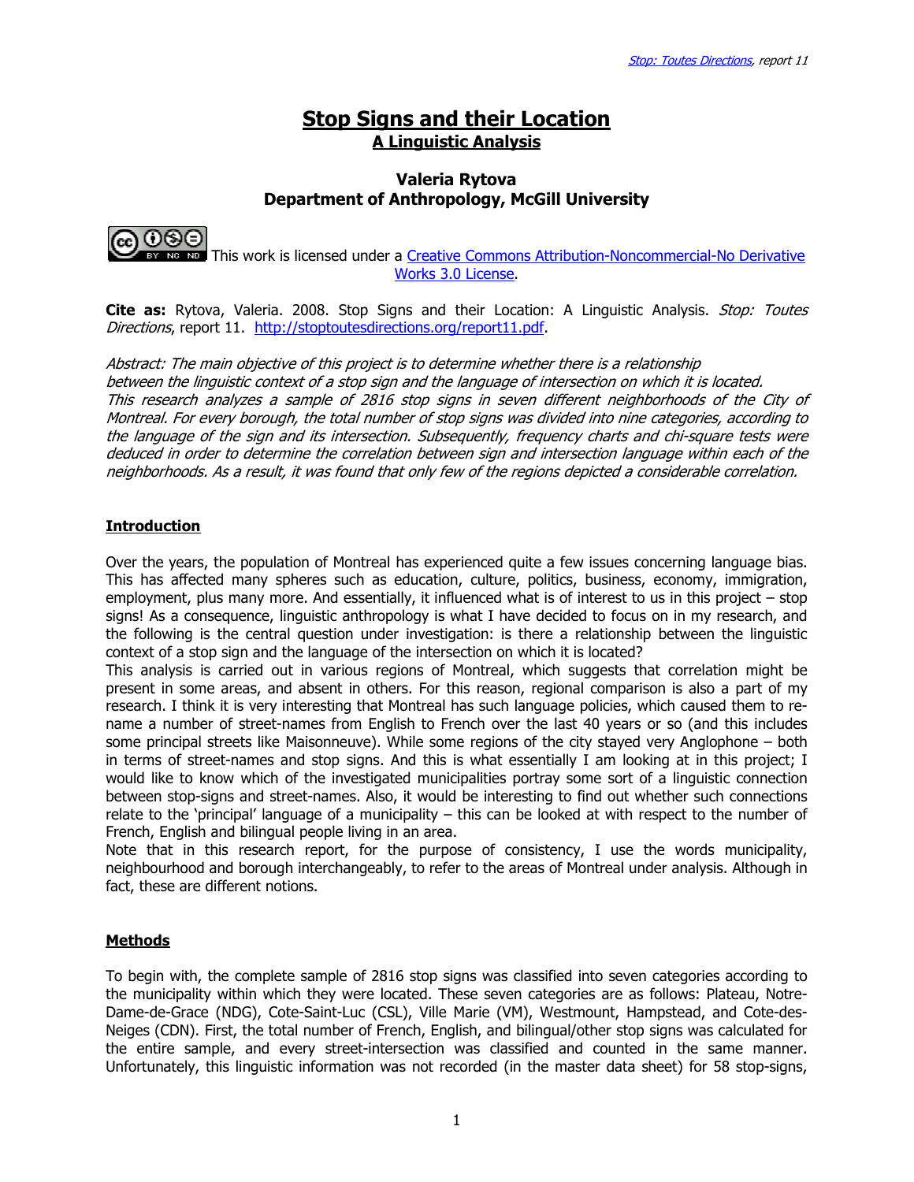# Stop Signs and their Location

## A Linguistic Analysis

**Valeria Rytova**
**Department of Anthropology, McGill University**

This work is licensed under a [Creative Commons Attribution-Noncommercial-No Derivative Works 3.0 License](http://creativecommons.org/licenses/by-nc-nd/3.0/).

**Cite as:** Rytova, Valeria. 2008. Stop Signs and their Location: A Linguistic Analysis. *Stop: Toutes Directions*, report 11. http://stoptoutesdirections.org/report11.pdf.

*Abstract: The main objective of this project is to determine whether there is a relationship between the linguistic context of a stop sign and the language of intersection on which it is located. This research analyzes a sample of 2816 stop signs in seven different neighborhoods of the City of Montreal. For every borough, the total number of stop signs was divided into nine categories, according to the language of the sign and its intersection. Subsequently, frequency charts and chi-square tests were deduced in order to determine the correlation between sign and intersection language within each of the neighborhoods. As a result, it was found that only few of the regions depicted a considerable correlation.*

## Introduction

Over the years, the population of Montreal has experienced quite a few issues concerning language bias. This has affected many spheres such as education, culture, politics, business, economy, immigration, employment, plus many more. And essentially, it influenced what is of interest to us in this project – stop signs! As a consequence, linguistic anthropology is what I have decided to focus on in my research, and the following is the central question under investigation: is there a relationship between the linguistic context of a stop sign and the language of the intersection on which it is located?

This analysis is carried out in various regions of Montreal, which suggests that correlation might be present in some areas, and absent in others. For this reason, regional comparison is also a part of my research. I think it is very interesting that Montreal has such language policies, which caused them to re-name a number of street-names from English to French over the last 40 years or so (and this includes some principal streets like Maisonneuve). While some regions of the city stayed very Anglophone – both in terms of street-names and stop signs. And this is what essentially I am looking at in this project; I would like to know which of the investigated municipalities portray some sort of a linguistic connection between stop-signs and street-names. Also, it would be interesting to find out whether such connections relate to the 'principal' language of a municipality – this can be looked at with respect to the number of French, English and bilingual people living in an area.

Note that in this research report, for the purpose of consistency, I use the words municipality, neighbourhood and borough interchangeably, to refer to the areas of Montreal under analysis. Although in fact, these are different notions.

## Methods

To begin with, the complete sample of 2816 stop signs was classified into seven categories according to the municipality within which they were located. These seven categories are as follows: Plateau, Notre-Dame-de-Grace (NDG), Cote-Saint-Luc (CSL), Ville Marie (VM), Westmount, Hampstead, and Cote-des-Neiges (CDN). First, the total number of French, English, and bilingual/other stop signs was calculated for the entire sample, and every street-intersection was classified and counted in the same manner. Unfortunately, this linguistic information was not recorded (in the master data sheet) for 58 stop-signs,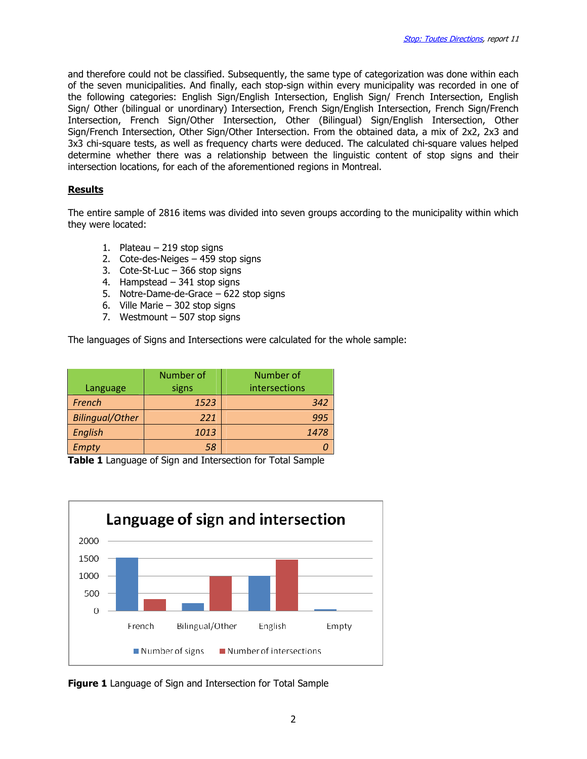and therefore could not be classified. Subsequently, the same type of categorization was done within each of the seven municipalities. And finally, each stop-sign within every municipality was recorded in one of the following categories: English Sign/English Intersection, English Sign/ French Intersection, English Sign/ Other (bilingual or unordinary) Intersection, French Sign/English Intersection, French Sign/French Intersection, French Sign/Other Intersection, Other (Bilingual) Sign/English Intersection, Other Sign/French Intersection, Other Sign/Other Intersection. From the obtained data, a mix of 2x2, 2x3 and 3x3 chi-square tests, as well as frequency charts were deduced. The calculated chi-square values helped determine whether there was a relationship between the linguistic content of stop signs and their intersection locations, for each of the aforementioned regions in Montreal.

## Results

The entire sample of 2816 items was divided into seven groups according to the municipality within which they were located:

1. Plateau – 219 stop signs
2. Cote-des-Neiges – 459 stop signs
3. Cote-St-Luc – 366 stop signs
4. Hampstead – 341 stop signs
5. Notre-Dame-de-Grace – 622 stop signs
6. Ville Marie – 302 stop signs
7. Westmount – 507 stop signs

The languages of Signs and Intersections were calculated for the whole sample:

| Language | Number of signs | Number of intersections |
|---|---|---|
| *French* | *1523* | *342* |
| *Bilingual/Other* | *221* | *995* |
| *English* | *1013* | *1478* |
| *Empty* | *58* | *0* |

**Table 1** Language of Sign and Intersection for Total Sample

**Figure 1** Language of Sign and Intersection for Total Sample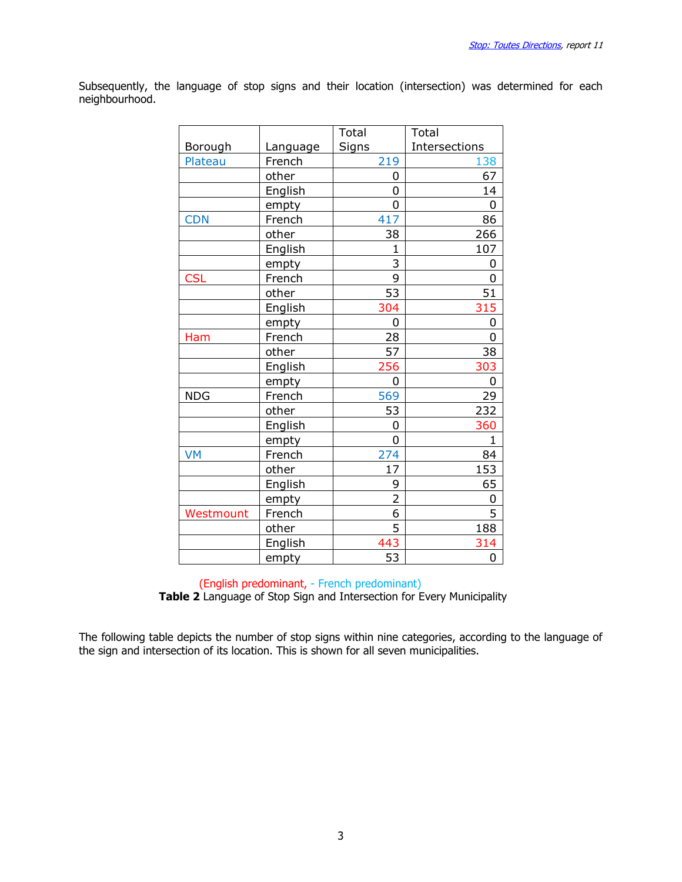Subsequently, the language of stop signs and their location (intersection) was determined for each neighbourhood.

| Borough | Language | Total Signs | Total Intersections |
|---|---|---|---|
| Plateau | French | 219 | 138 |
| | other | 0 | 67 |
| | English | 0 | 14 |
| | empty | 0 | 0 |
| CDN | French | 417 | 86 |
| | other | 38 | 266 |
| | English | 1 | 107 |
| | empty | 3 | 0 |
| CSL | French | 9 | 0 |
| | other | 53 | 51 |
| | English | 304 | 315 |
| | empty | 0 | 0 |
| Ham | French | 28 | 0 |
| | other | 57 | 38 |
| | English | 256 | 303 |
| | empty | 0 | 0 |
| NDG | French | 569 | 29 |
| | other | 53 | 232 |
| | English | 0 | 360 |
| | empty | 0 | 1 |
| VM | French | 274 | 84 |
| | other | 17 | 153 |
| | English | 9 | 65 |
| | empty | 2 | 0 |
| Westmount | French | 6 | 5 |
| | other | 5 | 188 |
| | English | 443 | 314 |
| | empty | 53 | 0 |

(English predominant, - French predominant)

**Table 2** Language of Stop Sign and Intersection for Every Municipality

The following table depicts the number of stop signs within nine categories, according to the language of the sign and intersection of its location. This is shown for all seven municipalities.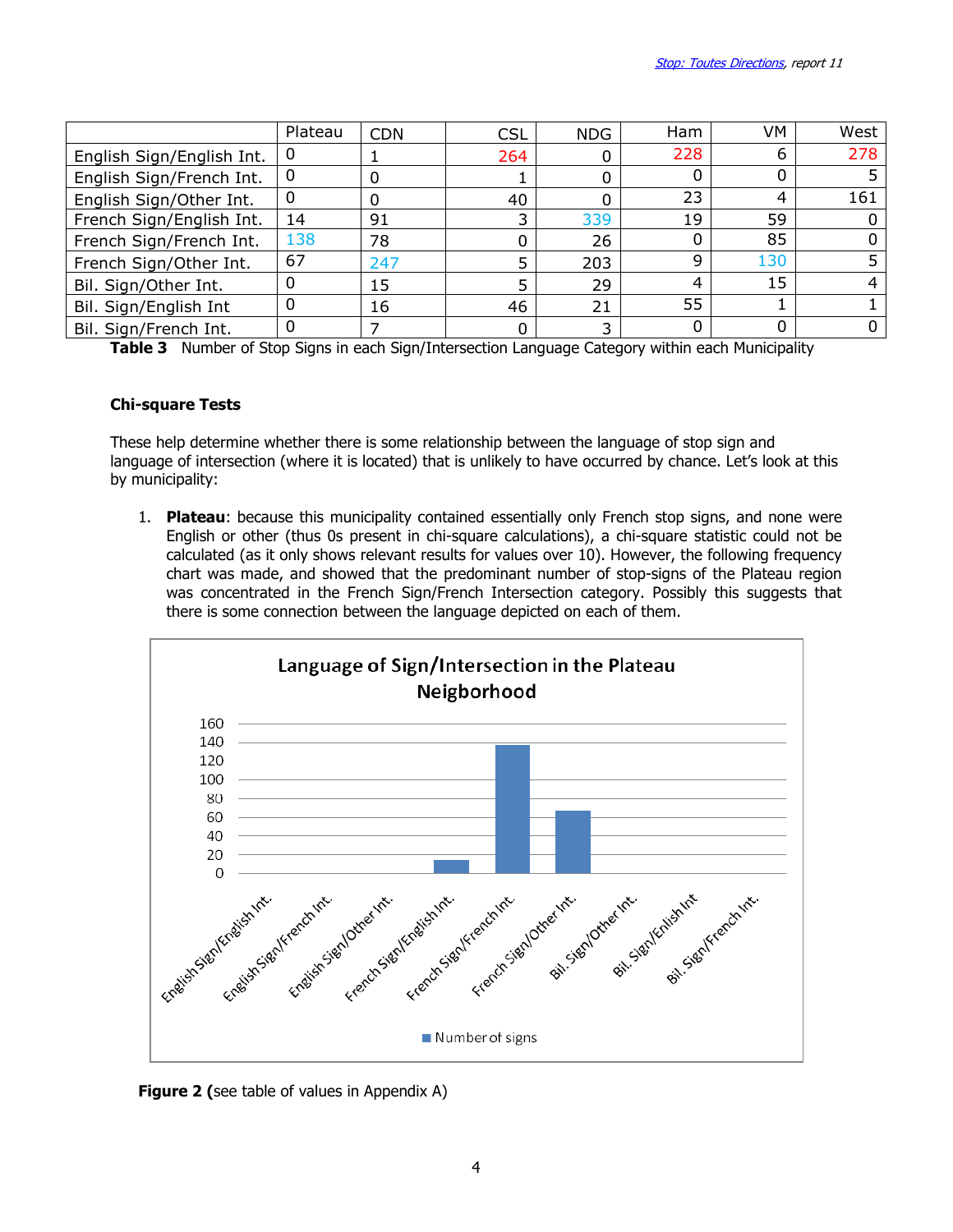| | Plateau | CDN | CSL | NDG | Ham | VM | West |
|---|---|---|---|---|---|---|---|
| English Sign/English Int. | 0 | 1 | 264 | 0 | 228 | 6 | 278 |
| English Sign/French Int. | 0 | 0 | 1 | 0 | 0 | 0 | 5 |
| English Sign/Other Int. | 0 | 0 | 40 | 0 | 23 | 4 | 161 |
| French Sign/English Int. | 14 | 91 | 3 | 339 | 19 | 59 | 0 |
| French Sign/French Int. | 138 | 78 | 0 | 26 | 0 | 85 | 0 |
| French Sign/Other Int. | 67 | 247 | 5 | 203 | 9 | 130 | 5 |
| Bil. Sign/Other Int. | 0 | 15 | 5 | 29 | 4 | 15 | 4 |
| Bil. Sign/English Int | 0 | 16 | 46 | 21 | 55 | 1 | 1 |
| Bil. Sign/French Int. | 0 | 7 | 0 | 3 | 0 | 0 | 0 |

**Table 3** Number of Stop Signs in each Sign/Intersection Language Category within each Municipality

**Chi-square Tests**

These help determine whether there is some relationship between the language of stop sign and language of intersection (where it is located) that is unlikely to have occurred by chance. Let's look at this by municipality:

1. **Plateau**: because this municipality contained essentially only French stop signs, and none were English or other (thus 0s present in chi-square calculations), a chi-square statistic could not be calculated (as it only shows relevant results for values over 10). However, the following frequency chart was made, and showed that the predominant number of stop-signs of the Plateau region was concentrated in the French Sign/French Intersection category. Possibly this suggests that there is some connection between the language depicted on each of them.

**Language of Sign/Intersection in the Plateau Neigborhood**

| Category | Number of signs |
|---|---|
| English Sign/English Int. | 0 |
| English Sign/French Int. | 0 |
| English Sign/Other Int. | 0 |
| French Sign/English Int. | 14 |
| French Sign/French Int. | 138 |
| French Sign/Other Int. | 67 |
| Bil. Sign/Other Int. | 0 |
| Bil. Sign/Enlish Int | 0 |
| Bil. Sign/French Int. | 0 |

**Figure 2 (**see table of values in Appendix A)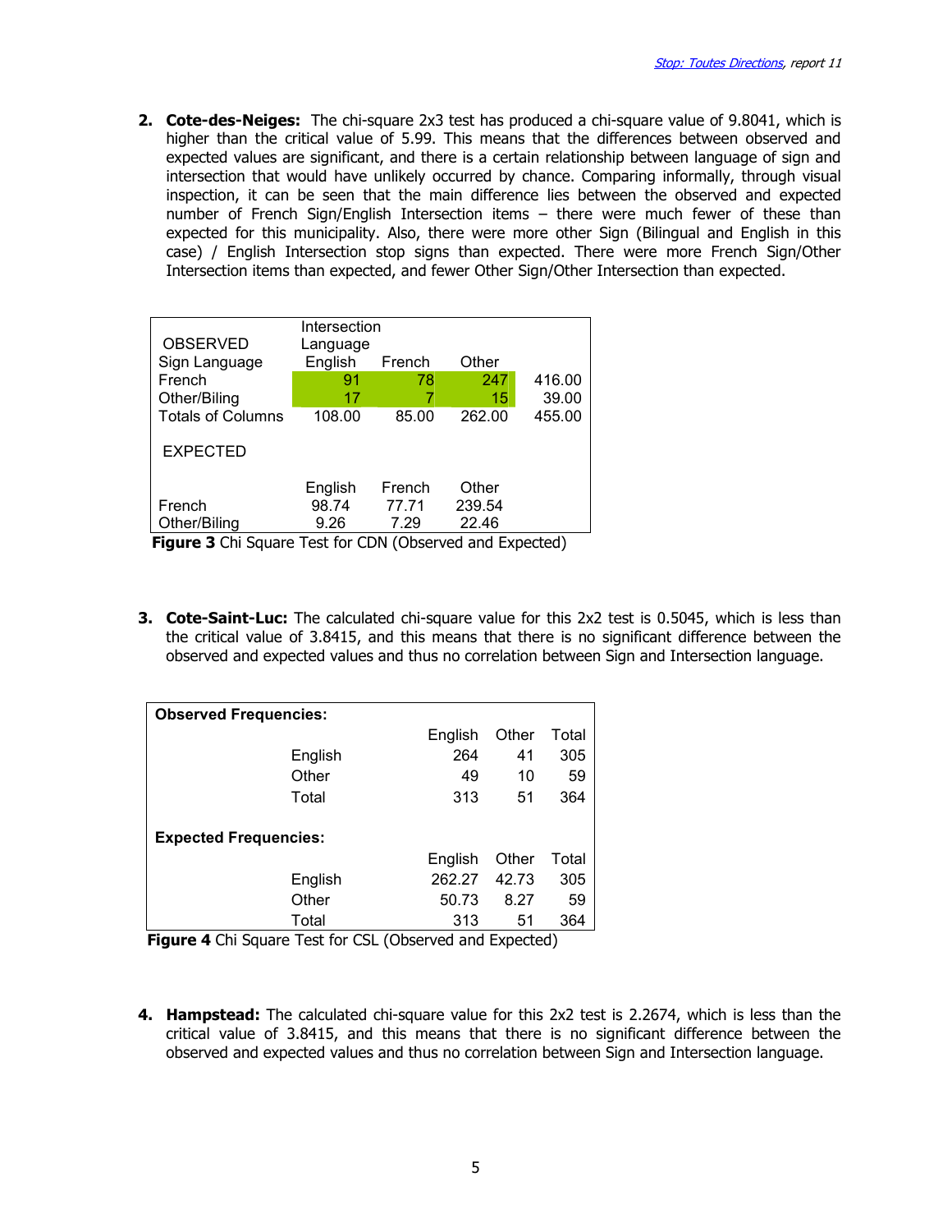2. **Cote-des-Neiges:** The chi-square 2x3 test has produced a chi-square value of 9.8041, which is higher than the critical value of 5.99. This means that the differences between observed and expected values are significant, and there is a certain relationship between language of sign and intersection that would have unlikely occurred by chance. Comparing informally, through visual inspection, it can be seen that the main difference lies between the observed and expected number of French Sign/English Intersection items – there were much fewer of these than expected for this municipality. Also, there were more other Sign (Bilingual and English in this case) / English Intersection stop signs than expected. There were more French Sign/Other Intersection items than expected, and fewer Other Sign/Other Intersection than expected.

| OBSERVED | Intersection Language | | | |
|---|---|---|---|---|
| Sign Language | English | French | Other | |
| French | 91 | 78 | 247 | 416.00 |
| Other/Biling | 17 | 7 | 15 | 39.00 |
| Totals of Columns | 108.00 | 85.00 | 262.00 | 455.00 |
| EXPECTED | | | | |
| | English | French | Other | |
| French | 98.74 | 77.71 | 239.54 | |
| Other/Biling | 9.26 | 7.29 | 22.46 | |

**Figure 3** Chi Square Test for CDN (Observed and Expected)

3. **Cote-Saint-Luc:** The calculated chi-square value for this 2x2 test is 0.5045, which is less than the critical value of 3.8415, and this means that there is no significant difference between the observed and expected values and thus no correlation between Sign and Intersection language.

| **Observed Frequencies:** | | | |
|---|---|---|---|
| | English | Other | Total |
| English | 264 | 41 | 305 |
| Other | 49 | 10 | 59 |
| Total | 313 | 51 | 364 |
| **Expected Frequencies:** | | | |
| | English | Other | Total |
| English | 262.27 | 42.73 | 305 |
| Other | 50.73 | 8.27 | 59 |
| Total | 313 | 51 | 364 |

**Figure 4** Chi Square Test for CSL (Observed and Expected)

4. **Hampstead:** The calculated chi-square value for this 2x2 test is 2.2674, which is less than the critical value of 3.8415, and this means that there is no significant difference between the observed and expected values and thus no correlation between Sign and Intersection language.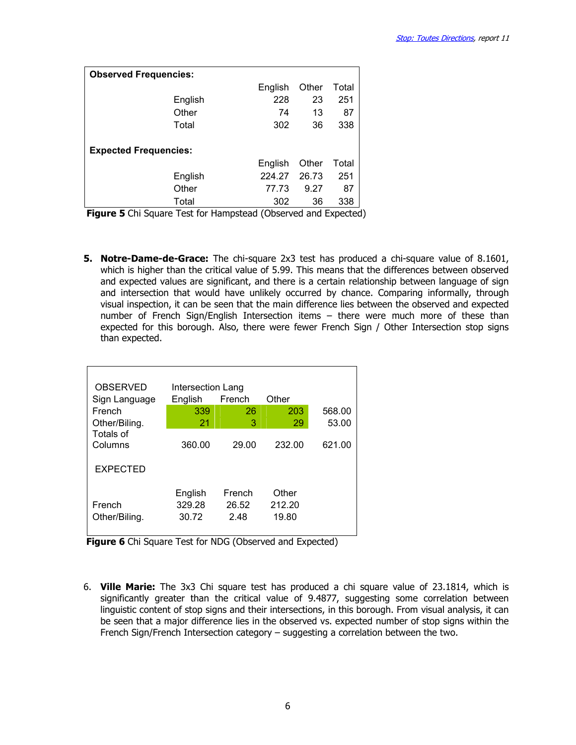| **Observed Frequencies:** | | | |
|---|---|---|---|
| | English | Other | Total |
| English | 228 | 23 | 251 |
| Other | 74 | 13 | 87 |
| Total | 302 | 36 | 338 |
| **Expected Frequencies:** | | | |
| | English | Other | Total |
| English | 224.27 | 26.73 | 251 |
| Other | 77.73 | 9.27 | 87 |
| Total | 302 | 36 | 338 |

**Figure 5** Chi Square Test for Hampstead (Observed and Expected)

5. **Notre-Dame-de-Grace:** The chi-square 2x3 test has produced a chi-square value of 8.1601, which is higher than the critical value of 5.99. This means that the differences between observed and expected values are significant, and there is a certain relationship between language of sign and intersection that would have unlikely occurred by chance. Comparing informally, through visual inspection, it can be seen that the main difference lies between the observed and expected number of French Sign/English Intersection items – there were much more of these than expected for this borough. Also, there were fewer French Sign / Other Intersection stop signs than expected.

| OBSERVED | Intersection Lang | | | |
|---|---|---|---|---|
| Sign Language | English | French | Other | |
| French | 339 | 26 | 203 | 568.00 |
| Other/Biling. | 21 | 3 | 29 | 53.00 |
| Totals of Columns | 360.00 | 29.00 | 232.00 | 621.00 |
| EXPECTED | | | | |
| | English | French | Other | |
| French | 329.28 | 26.52 | 212.20 | |
| Other/Biling. | 30.72 | 2.48 | 19.80 | |

**Figure 6** Chi Square Test for NDG (Observed and Expected)

6. **Ville Marie:** The 3x3 Chi square test has produced a chi square value of 23.1814, which is significantly greater than the critical value of 9.4877, suggesting some correlation between linguistic content of stop signs and their intersections, in this borough. From visual analysis, it can be seen that a major difference lies in the observed vs. expected number of stop signs within the French Sign/French Intersection category – suggesting a correlation between the two.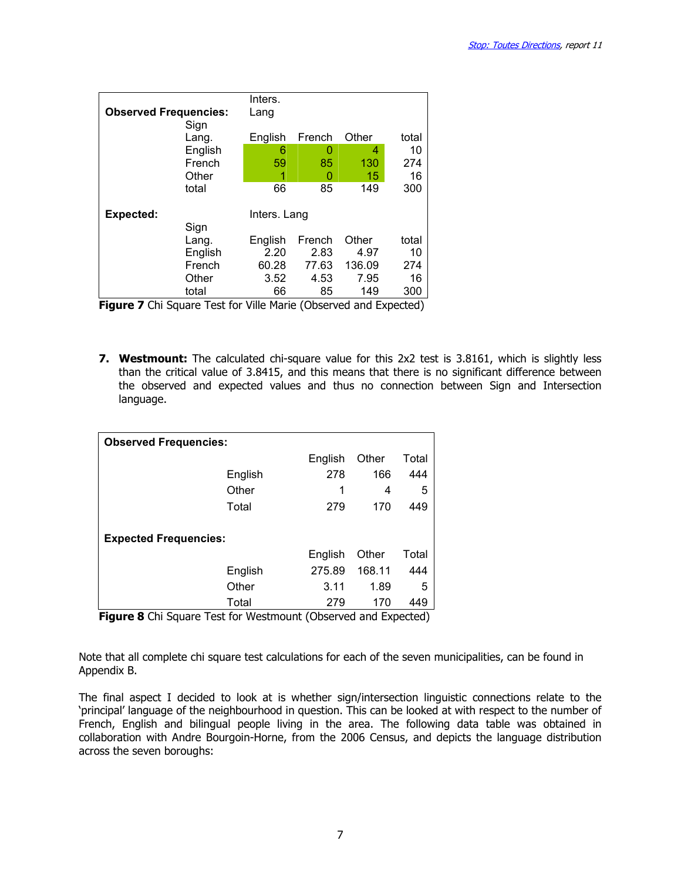**Observed Frequencies:**

| Sign Lang. | Inters. Lang English | French | Other | total |
|---|---|---|---|---|
| English | 6 | 0 | 4 | 10 |
| French | 59 | 85 | 130 | 274 |
| Other | 1 | 0 | 15 | 16 |
| total | 66 | 85 | 149 | 300 |

**Expected:**

| Sign Lang. | Inters. Lang. English | French | Other | total |
|---|---|---|---|---|
| English | 2.20 | 2.83 | 4.97 | 10 |
| French | 60.28 | 77.63 | 136.09 | 274 |
| Other | 3.52 | 4.53 | 7.95 | 16 |
| total | 66 | 85 | 149 | 300 |

**Figure 7** Chi Square Test for Ville Marie (Observed and Expected)

7. **Westmount:** The calculated chi-square value for this 2x2 test is 3.8161, which is slightly less than the critical value of 3.8415, and this means that there is no significant difference between the observed and expected values and thus no connection between Sign and Intersection language.

**Observed Frequencies:**

| | English | Other | Total |
|---|---|---|---|
| English | 278 | 166 | 444 |
| Other | 1 | 4 | 5 |
| Total | 279 | 170 | 449 |

**Expected Frequencies:**

| | English | Other | Total |
|---|---|---|---|
| English | 275.89 | 168.11 | 444 |
| Other | 3.11 | 1.89 | 5 |
| Total | 279 | 170 | 449 |

**Figure 8** Chi Square Test for Westmount (Observed and Expected)

Note that all complete chi square test calculations for each of the seven municipalities, can be found in Appendix B.

The final aspect I decided to look at is whether sign/intersection linguistic connections relate to the 'principal' language of the neighbourhood in question. This can be looked at with respect to the number of French, English and bilingual people living in the area. The following data table was obtained in collaboration with Andre Bourgoin-Horne, from the 2006 Census, and depicts the language distribution across the seven boroughs: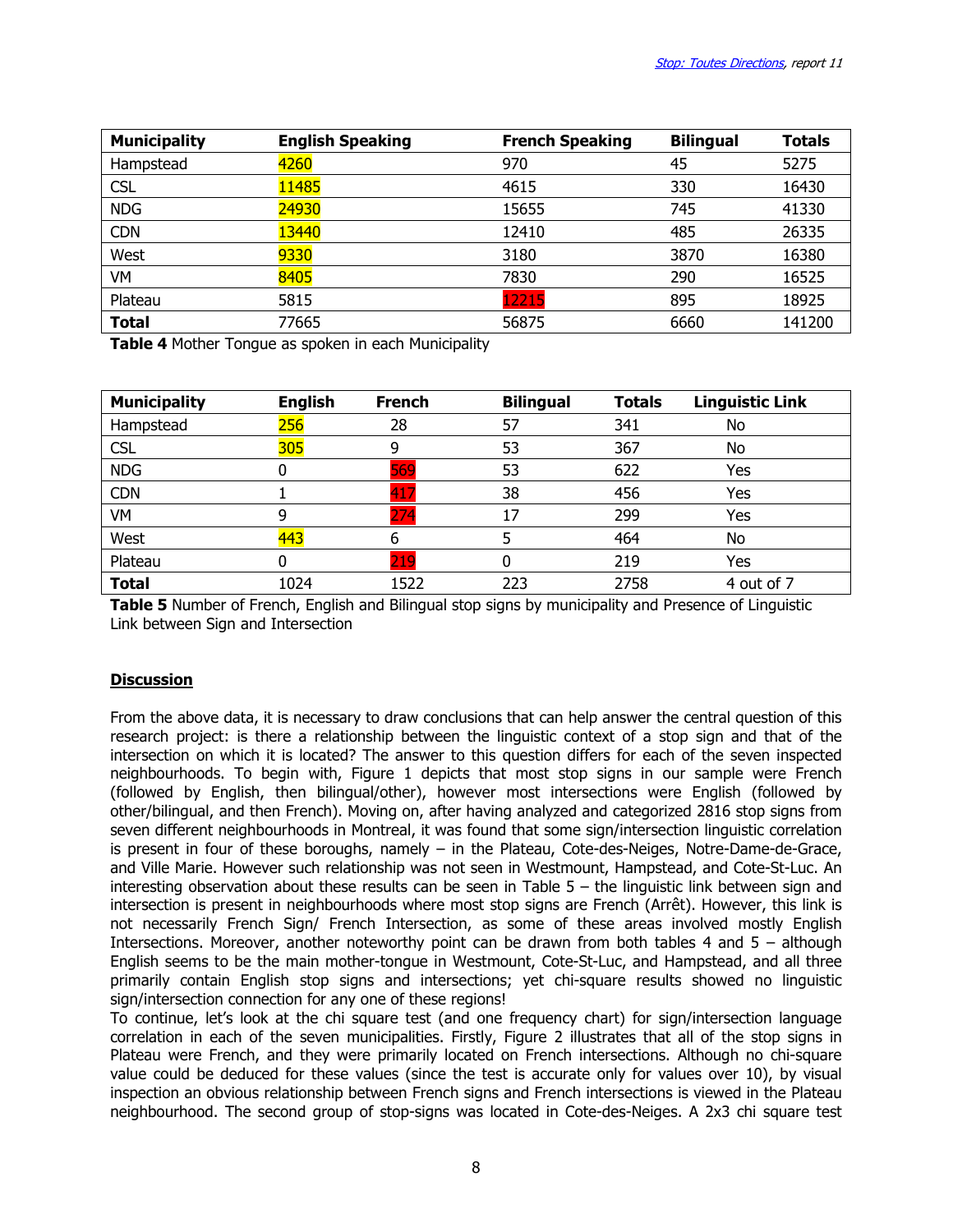| Municipality | English Speaking | French Speaking | Bilingual | Totals |
| --- | --- | --- | --- | --- |
| Hampstead | 4260 | 970 | 45 | 5275 |
| CSL | 11485 | 4615 | 330 | 16430 |
| NDG | 24930 | 15655 | 745 | 41330 |
| CDN | 13440 | 12410 | 485 | 26335 |
| West | 9330 | 3180 | 3870 | 16380 |
| VM | 8405 | 7830 | 290 | 16525 |
| Plateau | 5815 | 12215 | 895 | 18925 |
| **Total** | 77665 | 56875 | 6660 | 141200 |

**Table 4** Mother Tongue as spoken in each Municipality

| Municipality | English | French | Bilingual | Totals | Linguistic Link |
| --- | --- | --- | --- | --- | --- |
| Hampstead | 256 | 28 | 57 | 341 | No |
| CSL | 305 | 9 | 53 | 367 | No |
| NDG | 0 | 569 | 53 | 622 | Yes |
| CDN | 1 | 417 | 38 | 456 | Yes |
| VM | 9 | 274 | 17 | 299 | Yes |
| West | 443 | 6 | 5 | 464 | No |
| Plateau | 0 | 219 | 0 | 219 | Yes |
| **Total** | 1024 | 1522 | 223 | 2758 | 4 out of 7 |

**Table 5** Number of French, English and Bilingual stop signs by municipality and Presence of Linguistic Link between Sign and Intersection

## Discussion

From the above data, it is necessary to draw conclusions that can help answer the central question of this research project: is there a relationship between the linguistic context of a stop sign and that of the intersection on which it is located? The answer to this question differs for each of the seven inspected neighbourhoods. To begin with, Figure 1 depicts that most stop signs in our sample were French (followed by English, then bilingual/other), however most intersections were English (followed by other/bilingual, and then French). Moving on, after having analyzed and categorized 2816 stop signs from seven different neighbourhoods in Montreal, it was found that some sign/intersection linguistic correlation is present in four of these boroughs, namely – in the Plateau, Cote-des-Neiges, Notre-Dame-de-Grace, and Ville Marie. However such relationship was not seen in Westmount, Hampstead, and Cote-St-Luc. An interesting observation about these results can be seen in Table 5 – the linguistic link between sign and intersection is present in neighbourhoods where most stop signs are French (Arrêt). However, this link is not necessarily French Sign/ French Intersection, as some of these areas involved mostly English Intersections. Moreover, another noteworthy point can be drawn from both tables 4 and 5 – although English seems to be the main mother-tongue in Westmount, Cote-St-Luc, and Hampstead, and all three primarily contain English stop signs and intersections; yet chi-square results showed no linguistic sign/intersection connection for any one of these regions!

To continue, let's look at the chi square test (and one frequency chart) for sign/intersection language correlation in each of the seven municipalities. Firstly, Figure 2 illustrates that all of the stop signs in Plateau were French, and they were primarily located on French intersections. Although no chi-square value could be deduced for these values (since the test is accurate only for values over 10), by visual inspection an obvious relationship between French signs and French intersections is viewed in the Plateau neighbourhood. The second group of stop-signs was located in Cote-des-Neiges. A 2x3 chi square test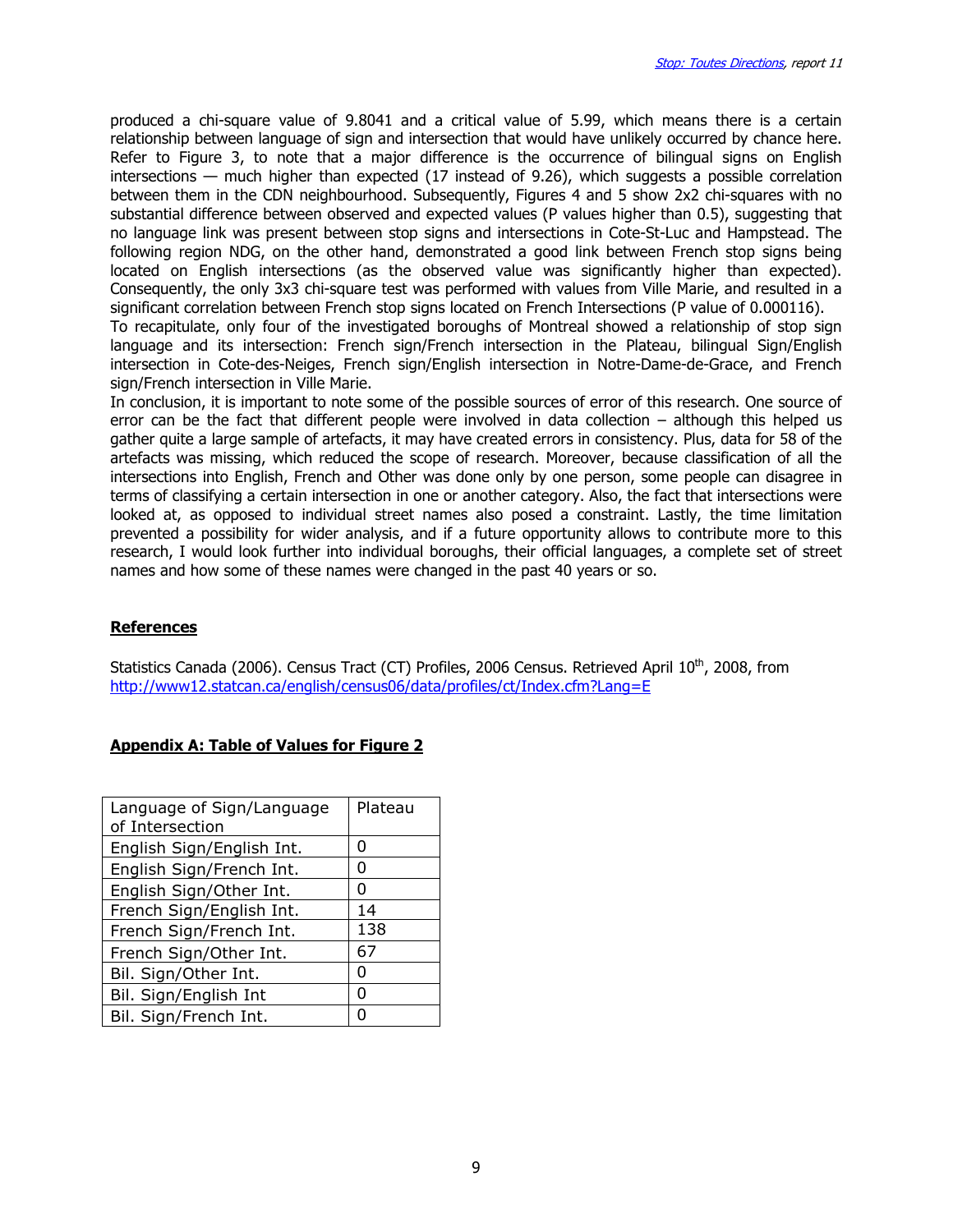produced a chi-square value of 9.8041 and a critical value of 5.99, which means there is a certain relationship between language of sign and intersection that would have unlikely occurred by chance here. Refer to Figure 3, to note that a major difference is the occurrence of bilingual signs on English intersections — much higher than expected (17 instead of 9.26), which suggests a possible correlation between them in the CDN neighbourhood. Subsequently, Figures 4 and 5 show 2x2 chi-squares with no substantial difference between observed and expected values (P values higher than 0.5), suggesting that no language link was present between stop signs and intersections in Cote-St-Luc and Hampstead. The following region NDG, on the other hand, demonstrated a good link between French stop signs being located on English intersections (as the observed value was significantly higher than expected). Consequently, the only 3x3 chi-square test was performed with values from Ville Marie, and resulted in a significant correlation between French stop signs located on French Intersections (P value of 0.000116).

To recapitulate, only four of the investigated boroughs of Montreal showed a relationship of stop sign language and its intersection: French sign/French intersection in the Plateau, bilingual Sign/English intersection in Cote-des-Neiges, French sign/English intersection in Notre-Dame-de-Grace, and French sign/French intersection in Ville Marie.

In conclusion, it is important to note some of the possible sources of error of this research. One source of error can be the fact that different people were involved in data collection – although this helped us gather quite a large sample of artefacts, it may have created errors in consistency. Plus, data for 58 of the artefacts was missing, which reduced the scope of research. Moreover, because classification of all the intersections into English, French and Other was done only by one person, some people can disagree in terms of classifying a certain intersection in one or another category. Also, the fact that intersections were looked at, as opposed to individual street names also posed a constraint. Lastly, the time limitation prevented a possibility for wider analysis, and if a future opportunity allows to contribute more to this research, I would look further into individual boroughs, their official languages, a complete set of street names and how some of these names were changed in the past 40 years or so.

## References

Statistics Canada (2006). Census Tract (CT) Profiles, 2006 Census. Retrieved April 10th, 2008, from http://www12.statcan.ca/english/census06/data/profiles/ct/Index.cfm?Lang=E

## Appendix A: Table of Values for Figure 2

| Language of Sign/Language of Intersection | Plateau |
|---|---|
| English Sign/English Int. | 0 |
| English Sign/French Int. | 0 |
| English Sign/Other Int. | 0 |
| French Sign/English Int. | 14 |
| French Sign/French Int. | 138 |
| French Sign/Other Int. | 67 |
| Bil. Sign/Other Int. | 0 |
| Bil. Sign/English Int | 0 |
| Bil. Sign/French Int. | 0 |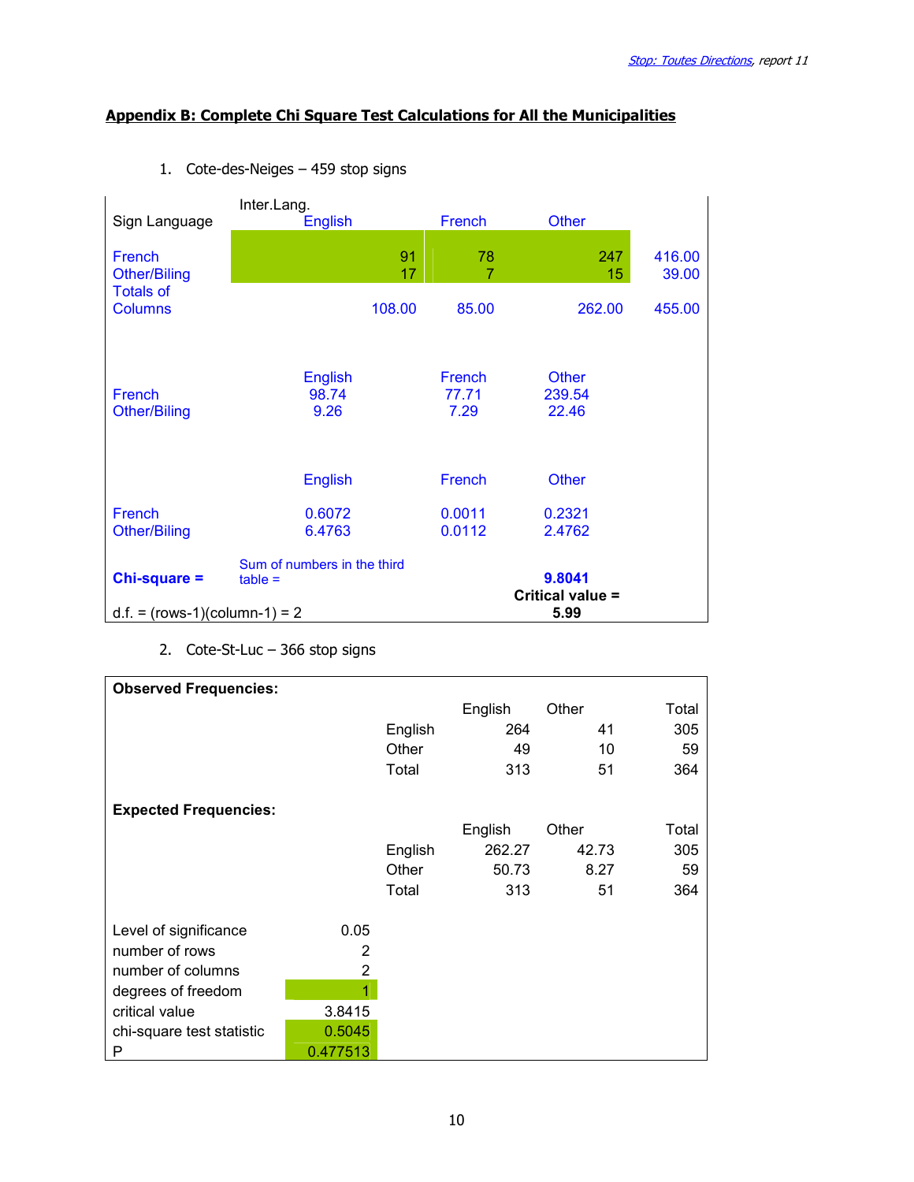## Appendix B: Complete Chi Square Test Calculations for All the Municipalities

1. Cote-des-Neiges – 459 stop signs

| Sign Language | Inter.Lang. English | French | Other | |
|---|---|---|---|---|
| French | 91 | 78 | 247 | 416.00 |
| Other/Biling | 17 | 7 | 15 | 39.00 |
| Totals of Columns | 108.00 | 85.00 | 262.00 | 455.00 |

| | English | French | Other |
|---|---|---|---|
| French | 98.74 | 77.71 | 239.54 |
| Other/Biling | 9.26 | 7.29 | 22.46 |

| | English | French | Other |
|---|---|---|---|
| French | 0.6072 | 0.0011 | 0.2321 |
| Other/Biling | 6.4763 | 0.0112 | 2.4762 |

**Chi-square =** Sum of numbers in the third table = **9.8041**

**Critical value = 5.99**

d.f. = (rows-1)(column-1) = 2

2. Cote-St-Luc – 366 stop signs

**Observed Frequencies:**

| | English | Other | Total |
|---|---|---|---|
| English | 264 | 41 | 305 |
| Other | 49 | 10 | 59 |
| Total | 313 | 51 | 364 |

**Expected Frequencies:**

| | English | Other | Total |
|---|---|---|---|
| English | 262.27 | 42.73 | 305 |
| Other | 50.73 | 8.27 | 59 |
| Total | 313 | 51 | 364 |

| | |
|---|---|
| Level of significance | 0.05 |
| number of rows | 2 |
| number of columns | 2 |
| degrees of freedom | 1 |
| critical value | 3.8415 |
| chi-square test statistic | 0.5045 |
| P | 0.477513 |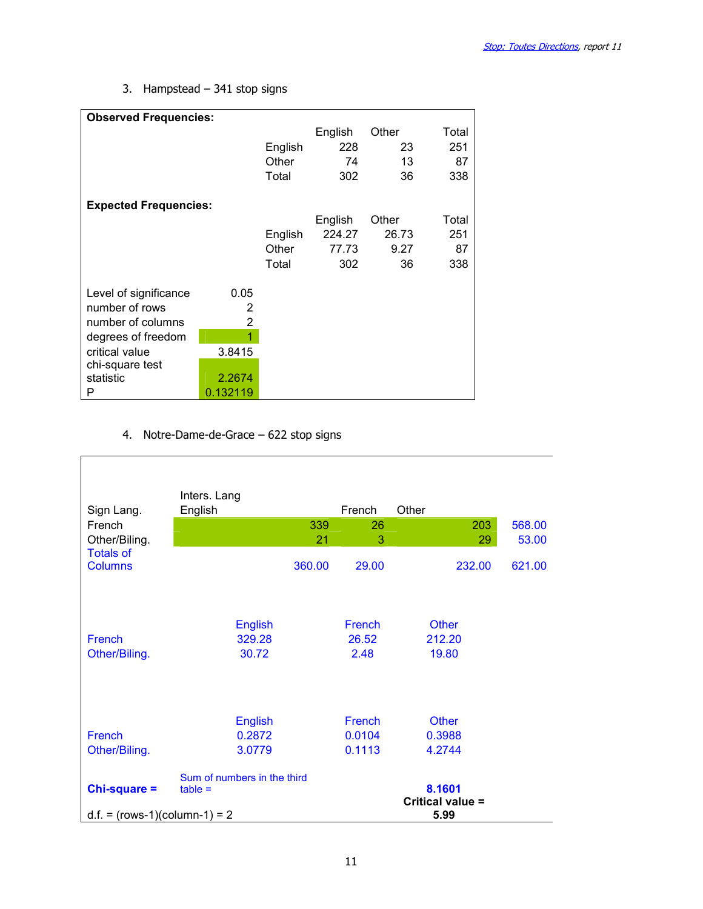3. Hampstead – 341 stop signs

**Observed Frequencies:**

| | English | Other | Total |
|---|---|---|---|
| English | 228 | 23 | 251 |
| Other | 74 | 13 | 87 |
| Total | 302 | 36 | 338 |

**Expected Frequencies:**

| | English | Other | Total |
|---|---|---|---|
| English | 224.27 | 26.73 | 251 |
| Other | 77.73 | 9.27 | 87 |
| Total | 302 | 36 | 338 |

| | |
|---|---|
| Level of significance | 0.05 |
| number of rows | 2 |
| number of columns | 2 |
| degrees of freedom | 1 |
| critical value | 3.8415 |
| chi-square test statistic | 2.2674 |
| P | 0.132119 |

4. Notre-Dame-de-Grace – 622 stop signs

| Sign Lang. | Inters. Lang English | French | Other | |
|---|---|---|---|---|
| French | 339 | 26 | 203 | 568.00 |
| Other/Biling. | 21 | 3 | 29 | 53.00 |
| Totals of Columns | 360.00 | 29.00 | 232.00 | 621.00 |

| | English | French | Other |
|---|---|---|---|
| French | 329.28 | 26.52 | 212.20 |
| Other/Biling. | 30.72 | 2.48 | 19.80 |

| | English | French | Other |
|---|---|---|---|
| French | 0.2872 | 0.0104 | 0.3988 |
| Other/Biling. | 3.0779 | 0.1113 | 4.2744 |

**Chi-square =** Sum of numbers in the third table = **8.1601**

**Critical value = 5.99**

d.f. = (rows-1)(column-1) = 2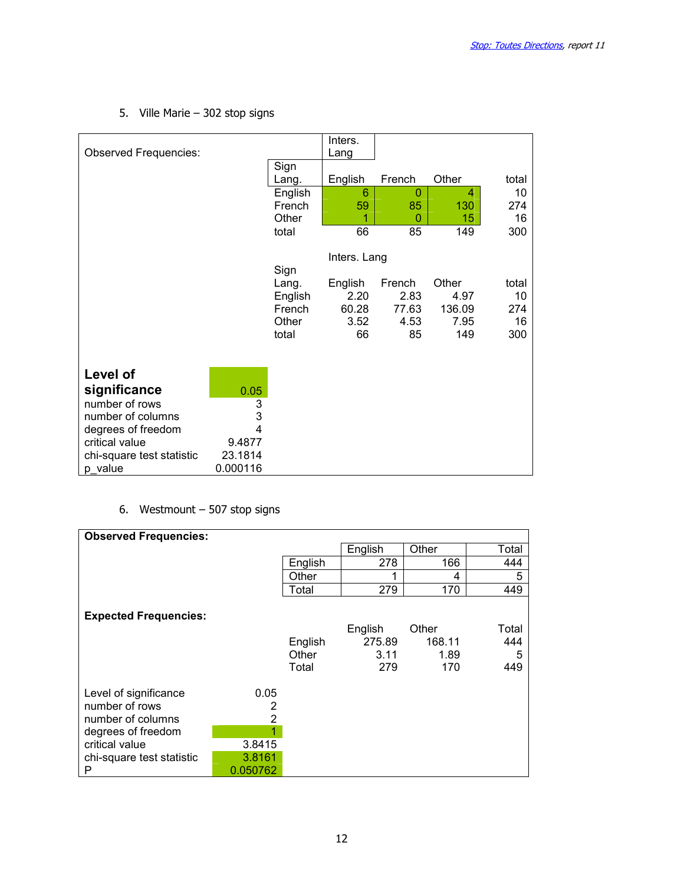5. Ville Marie – 302 stop signs

Observed Frequencies:

| Sign Lang. | Inters. Lang English | French | Other | total |
|---|---|---|---|---|
| English | 6 | 0 | 4 | 10 |
| French | 59 | 85 | 130 | 274 |
| Other | 1 | 0 | 15 | 16 |
| total | 66 | 85 | 149 | 300 |

| Sign Lang. | Inters. Lang English | French | Other | total |
|---|---|---|---|---|
| English | 2.20 | 2.83 | 4.97 | 10 |
| French | 60.28 | 77.63 | 136.09 | 274 |
| Other | 3.52 | 4.53 | 7.95 | 16 |
| total | 66 | 85 | 149 | 300 |

| | |
|---|---|
| **Level of significance** | 0.05 |
| number of rows | 3 |
| number of columns | 3 |
| degrees of freedom | 4 |
| critical value | 9.4877 |
| chi-square test statistic | 23.1814 |
| p_value | 0.000116 |

6. Westmount – 507 stop signs

**Observed Frequencies:**

| | English | Other | Total |
|---|---|---|---|
| English | 278 | 166 | 444 |
| Other | 1 | 4 | 5 |
| Total | 279 | 170 | 449 |

**Expected Frequencies:**

| | English | Other | Total |
|---|---|---|---|
| English | 275.89 | 168.11 | 444 |
| Other | 3.11 | 1.89 | 5 |
| Total | 279 | 170 | 449 |

| | |
|---|---|
| Level of significance | 0.05 |
| number of rows | 2 |
| number of columns | 2 |
| degrees of freedom | 1 |
| critical value | 3.8415 |
| chi-square test statistic | 3.8161 |
| P | 0.050762 |